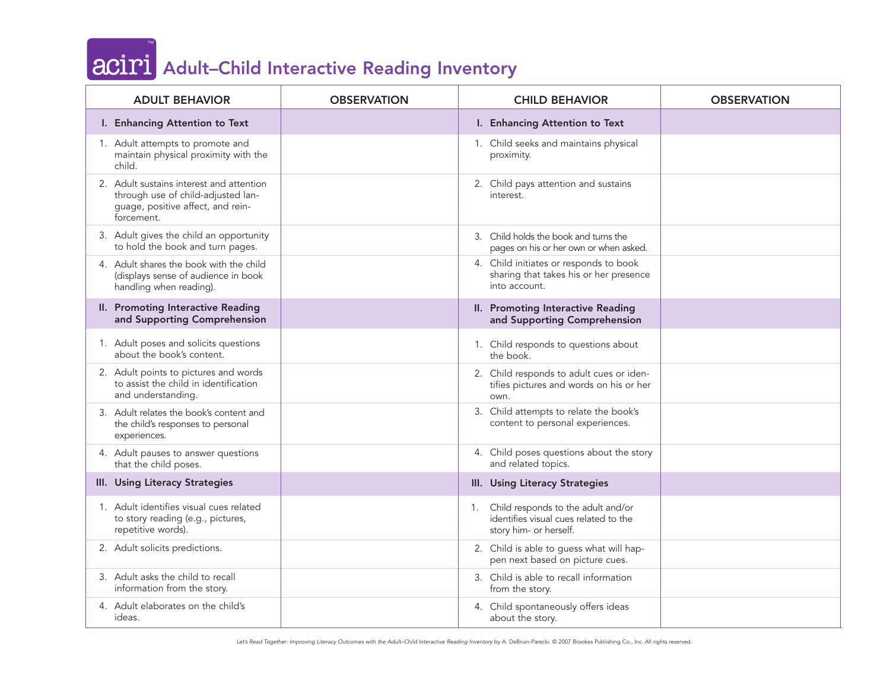# aciri™ Adult–Child Interactive Reading Inventory

| ADULT BEHAVIOR | OBSERVATION | CHILD BEHAVIOR | OBSERVATION |
|---|---|---|---|
| **I. Enhancing Attention to Text** | | **I. Enhancing Attention to Text** | |
| 1. Adult attempts to promote and maintain physical proximity with the child. | | 1. Child seeks and maintains physical proximity. | |
| 2. Adult sustains interest and attention through use of child-adjusted language, positive affect, and reinforcement. | | 2. Child pays attention and sustains interest. | |
| 3. Adult gives the child an opportunity to hold the book and turn pages. | | 3. Child holds the book and turns the pages on his or her own or when asked. | |
| 4. Adult shares the book with the child (displays sense of audience in book handling when reading). | | 4. Child initiates or responds to book sharing that takes his or her presence into account. | |
| **II. Promoting Interactive Reading and Supporting Comprehension** | | **II. Promoting Interactive Reading and Supporting Comprehension** | |
| 1. Adult poses and solicits questions about the book's content. | | 1. Child responds to questions about the book. | |
| 2. Adult points to pictures and words to assist the child in identification and understanding. | | 2. Child responds to adult cues or identifies pictures and words on his or her own. | |
| 3. Adult relates the book's content and the child's responses to personal experiences. | | 3. Child attempts to relate the book's content to personal experiences. | |
| 4. Adult pauses to answer questions that the child poses. | | 4. Child poses questions about the story and related topics. | |
| **III. Using Literacy Strategies** | | **III. Using Literacy Strategies** | |
| 1. Adult identifies visual cues related to story reading (e.g., pictures, repetitive words). | | 1. Child responds to the adult and/or identifies visual cues related to the story him- or herself. | |
| 2. Adult solicits predictions. | | 2. Child is able to guess what will happen next based on picture cues. | |
| 3. Adult asks the child to recall information from the story. | | 3. Child is able to recall information from the story. | |
| 4. Adult elaborates on the child's ideas. | | 4. Child spontaneously offers ideas about the story. | |

*Let's Read Together: Improving Literacy Outcomes with the Adult–Child Interactive Reading Inventory* by A. DeBruin-Parecki. © 2007 Brookes Publishing Co., Inc. All rights reserved.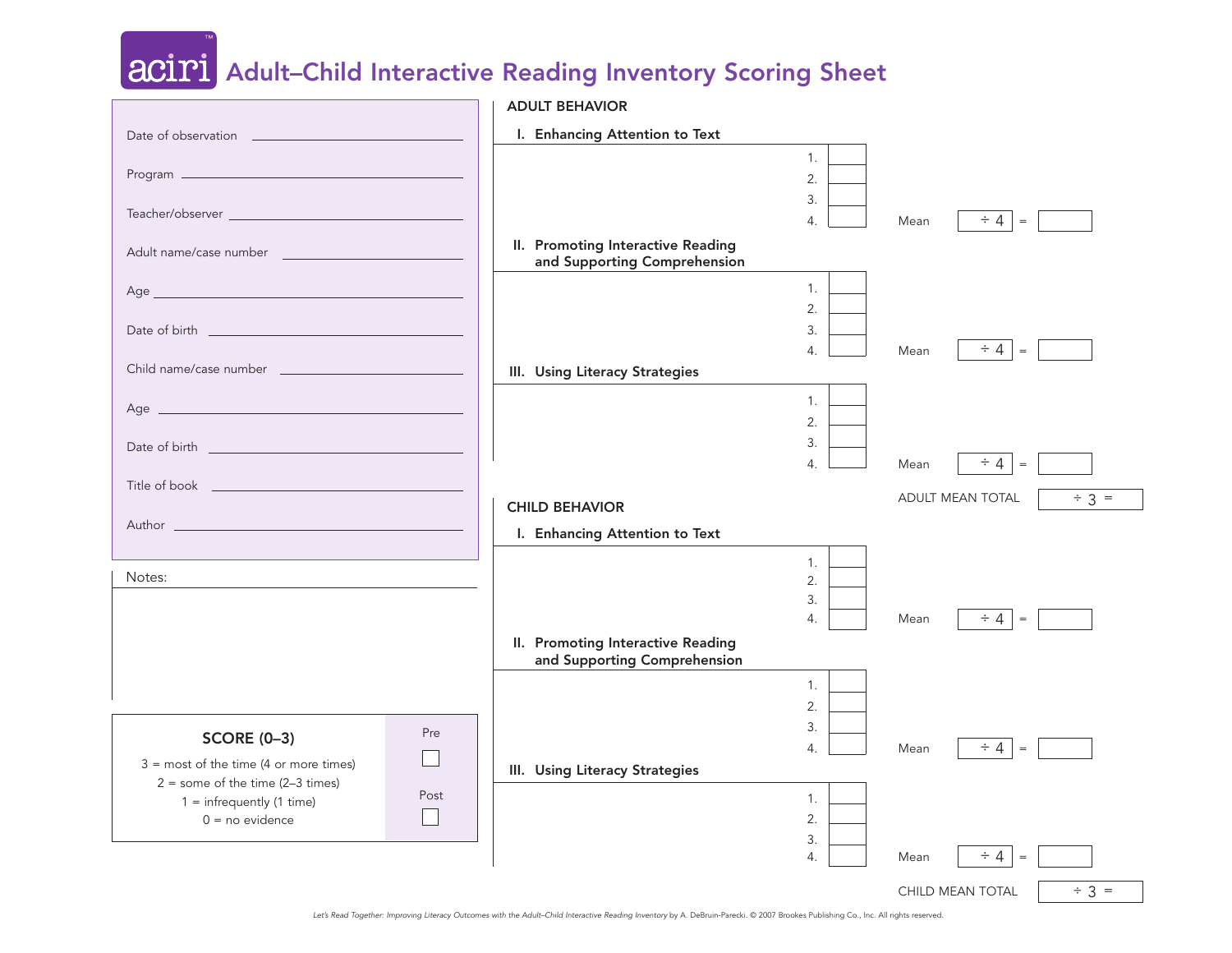# Adult–Child Interactive Reading Inventory Scoring Sheet

Date of observation \_\_\_\_\_\_\_\_\_\_

Program \_\_\_\_\_\_\_\_\_\_

Teacher/observer \_\_\_\_\_\_\_\_\_\_

Adult name/case number \_\_\_\_\_\_\_\_\_\_

Age \_\_\_\_\_\_\_\_\_\_

Date of birth \_\_\_\_\_\_\_\_\_\_

Child name/case number \_\_\_\_\_\_\_\_\_\_

Age \_\_\_\_\_\_\_\_\_\_

Date of birth \_\_\_\_\_\_\_\_\_\_

Title of book \_\_\_\_\_\_\_\_\_\_

Author \_\_\_\_\_\_\_\_\_\_

Notes:

| SCORE (0–3) | |
|---|---|
| 3 = most of the time (4 or more times) | Pre ☐ |
| 2 = some of the time (2–3 times) | |
| 1 = infrequently (1 time) | Post ☐ |
| 0 = no evidence | |

## ADULT BEHAVIOR

### I. Enhancing Attention to Text

| | Score | | | |
|---|---|---|---|---|
| 1. | | | | |
| 2. | | | | |
| 3. | | | | |
| 4. | | Mean | ÷ 4 | = |

### II. Promoting Interactive Reading and Supporting Comprehension

| | Score | | | |
|---|---|---|---|---|
| 1. | | | | |
| 2. | | | | |
| 3. | | | | |
| 4. | | Mean | ÷ 4 | = |

### III. Using Literacy Strategies

| | Score | | | |
|---|---|---|---|---|
| 1. | | | | |
| 2. | | | | |
| 3. | | | | |
| 4. | | Mean | ÷ 4 | = |

ADULT MEAN TOTAL ÷ 3 =

## CHILD BEHAVIOR

### I. Enhancing Attention to Text

| | Score | | | |
|---|---|---|---|---|
| 1. | | | | |
| 2. | | | | |
| 3. | | | | |
| 4. | | Mean | ÷ 4 | = |

### II. Promoting Interactive Reading and Supporting Comprehension

| | Score | | | |
|---|---|---|---|---|
| 1. | | | | |
| 2. | | | | |
| 3. | | | | |
| 4. | | Mean | ÷ 4 | = |

### III. Using Literacy Strategies

| | Score | | | |
|---|---|---|---|---|
| 1. | | | | |
| 2. | | | | |
| 3. | | | | |
| 4. | | Mean | ÷ 4 | = |

CHILD MEAN TOTAL ÷ 3 =

*Let's Read Together: Improving Literacy Outcomes with the Adult–Child Interactive Reading Inventory* by A. DeBruin-Parecki. © 2007 Brookes Publishing Co., Inc. All rights reserved.